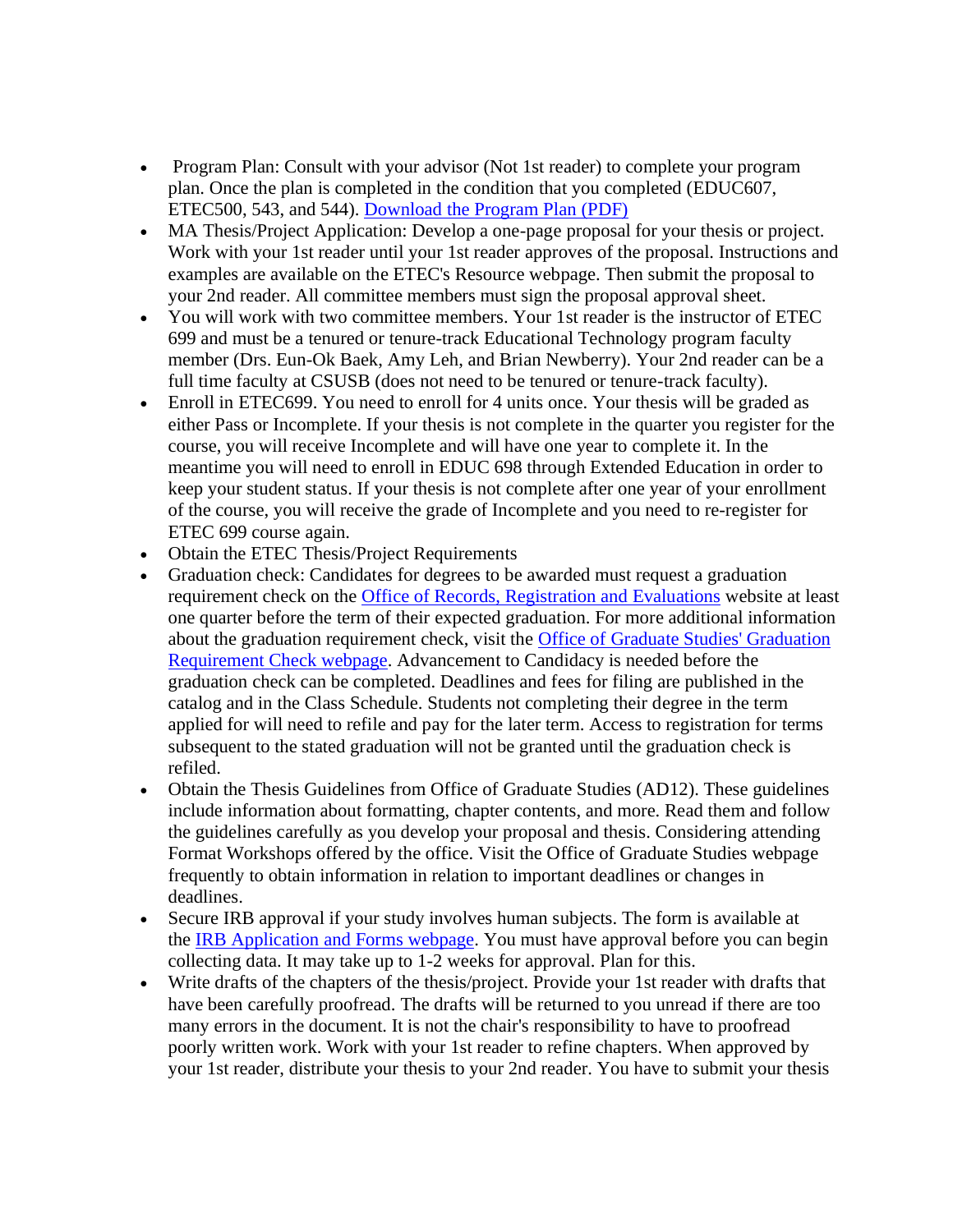- Program Plan: Consult with your advisor (Not 1st reader) to complete your program plan. Once the plan is completed in the condition that you completed (EDUC607, ETEC500, 543, and 544). [Download the Program Plan (PDF)]
- MA Thesis/Project Application: Develop a one-page proposal for your thesis or project. Work with your 1st reader until your 1st reader approves of the proposal. Instructions and examples are available on the ETEC's Resource webpage. Then submit the proposal to your 2nd reader. All committee members must sign the proposal approval sheet.
- You will work with two committee members. Your 1st reader is the instructor of ETEC 699 and must be a tenured or tenure-track Educational Technology program faculty member (Drs. Eun-Ok Baek, Amy Leh, and Brian Newberry). Your 2nd reader can be a full time faculty at CSUSB (does not need to be tenured or tenure-track faculty).
- Enroll in ETEC699. You need to enroll for 4 units once. Your thesis will be graded as either Pass or Incomplete. If your thesis is not complete in the quarter you register for the course, you will receive Incomplete and will have one year to complete it. In the meantime you will need to enroll in EDUC 698 through Extended Education in order to keep your student status. If your thesis is not complete after one year of your enrollment of the course, you will receive the grade of Incomplete and you need to re-register for ETEC 699 course again.
- Obtain the ETEC Thesis/Project Requirements
- Graduation check: Candidates for degrees to be awarded must request a graduation requirement check on the [Office of Records, Registration and Evaluations] website at least one quarter before the term of their expected graduation. For more additional information about the graduation requirement check, visit the [Office of Graduate Studies' Graduation Requirement Check webpage]. Advancement to Candidacy is needed before the graduation check can be completed. Deadlines and fees for filing are published in the catalog and in the Class Schedule. Students not completing their degree in the term applied for will need to refile and pay for the later term. Access to registration for terms subsequent to the stated graduation will not be granted until the graduation check is refiled.
- Obtain the Thesis Guidelines from Office of Graduate Studies (AD12). These guidelines include information about formatting, chapter contents, and more. Read them and follow the guidelines carefully as you develop your proposal and thesis. Considering attending Format Workshops offered by the office. Visit the Office of Graduate Studies webpage frequently to obtain information in relation to important deadlines or changes in deadlines.
- Secure IRB approval if your study involves human subjects. The form is available at the [IRB Application and Forms webpage]. You must have approval before you can begin collecting data. It may take up to 1-2 weeks for approval. Plan for this.
- Write drafts of the chapters of the thesis/project. Provide your 1st reader with drafts that have been carefully proofread. The drafts will be returned to you unread if there are too many errors in the document. It is not the chair's responsibility to have to proofread poorly written work. Work with your 1st reader to refine chapters. When approved by your 1st reader, distribute your thesis to your 2nd reader. You have to submit your thesis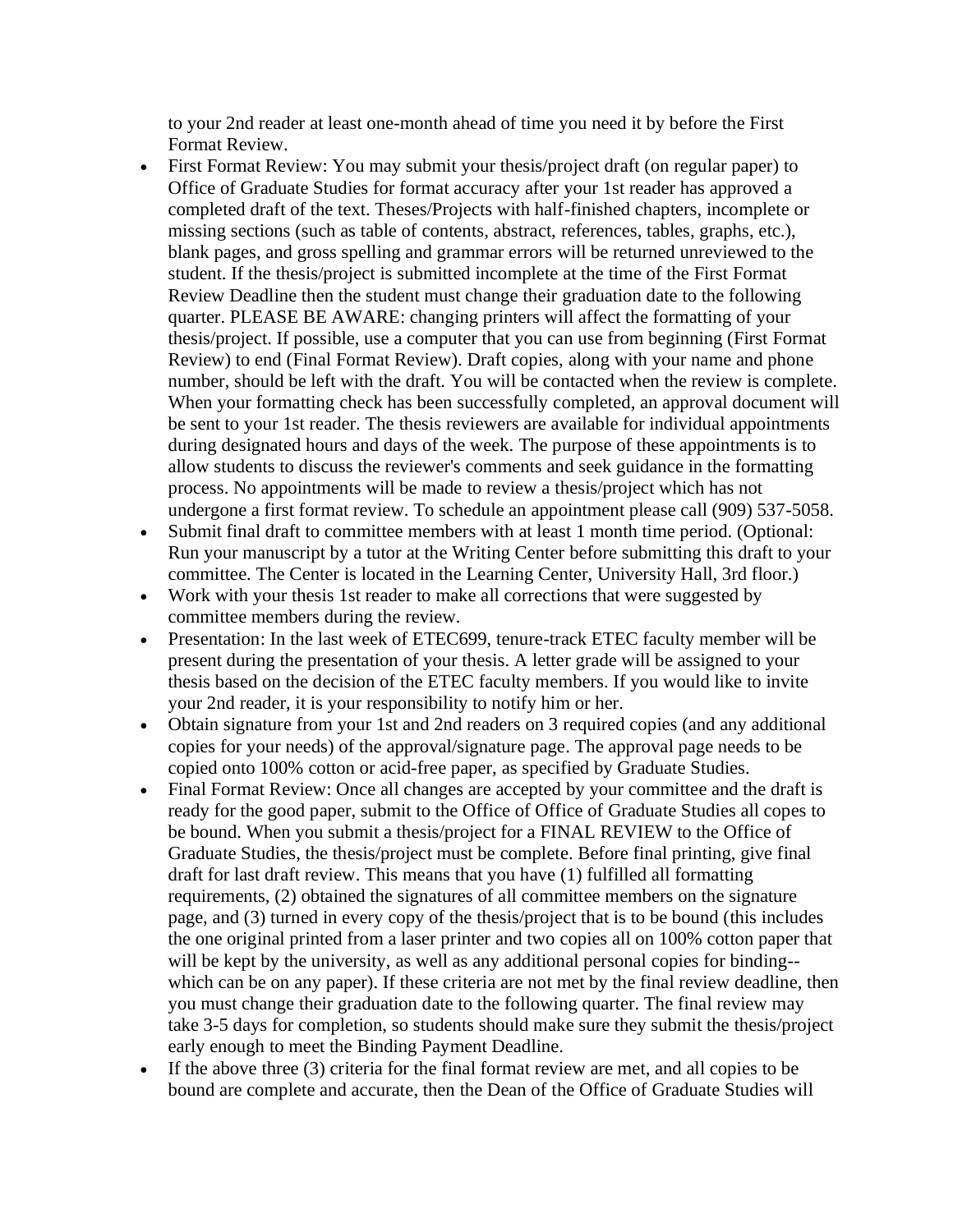to your 2nd reader at least one-month ahead of time you need it by before the First Format Review.

- First Format Review: You may submit your thesis/project draft (on regular paper) to Office of Graduate Studies for format accuracy after your 1st reader has approved a completed draft of the text. Theses/Projects with half-finished chapters, incomplete or missing sections (such as table of contents, abstract, references, tables, graphs, etc.), blank pages, and gross spelling and grammar errors will be returned unreviewed to the student. If the thesis/project is submitted incomplete at the time of the First Format Review Deadline then the student must change their graduation date to the following quarter. PLEASE BE AWARE: changing printers will affect the formatting of your thesis/project. If possible, use a computer that you can use from beginning (First Format Review) to end (Final Format Review). Draft copies, along with your name and phone number, should be left with the draft. You will be contacted when the review is complete. When your formatting check has been successfully completed, an approval document will be sent to your 1st reader. The thesis reviewers are available for individual appointments during designated hours and days of the week. The purpose of these appointments is to allow students to discuss the reviewer's comments and seek guidance in the formatting process. No appointments will be made to review a thesis/project which has not undergone a first format review. To schedule an appointment please call (909) 537-5058.
- Submit final draft to committee members with at least 1 month time period. (Optional: Run your manuscript by a tutor at the Writing Center before submitting this draft to your committee. The Center is located in the Learning Center, University Hall, 3rd floor.)
- Work with your thesis 1st reader to make all corrections that were suggested by committee members during the review.
- Presentation: In the last week of ETEC699, tenure-track ETEC faculty member will be present during the presentation of your thesis. A letter grade will be assigned to your thesis based on the decision of the ETEC faculty members. If you would like to invite your 2nd reader, it is your responsibility to notify him or her.
- Obtain signature from your 1st and 2nd readers on 3 required copies (and any additional copies for your needs) of the approval/signature page. The approval page needs to be copied onto 100% cotton or acid-free paper, as specified by Graduate Studies.
- Final Format Review: Once all changes are accepted by your committee and the draft is ready for the good paper, submit to the Office of Office of Graduate Studies all copes to be bound. When you submit a thesis/project for a FINAL REVIEW to the Office of Graduate Studies, the thesis/project must be complete. Before final printing, give final draft for last draft review. This means that you have (1) fulfilled all formatting requirements, (2) obtained the signatures of all committee members on the signature page, and (3) turned in every copy of the thesis/project that is to be bound (this includes the one original printed from a laser printer and two copies all on 100% cotton paper that will be kept by the university, as well as any additional personal copies for binding--which can be on any paper). If these criteria are not met by the final review deadline, then you must change their graduation date to the following quarter. The final review may take 3-5 days for completion, so students should make sure they submit the thesis/project early enough to meet the Binding Payment Deadline.
- If the above three (3) criteria for the final format review are met, and all copies to be bound are complete and accurate, then the Dean of the Office of Graduate Studies will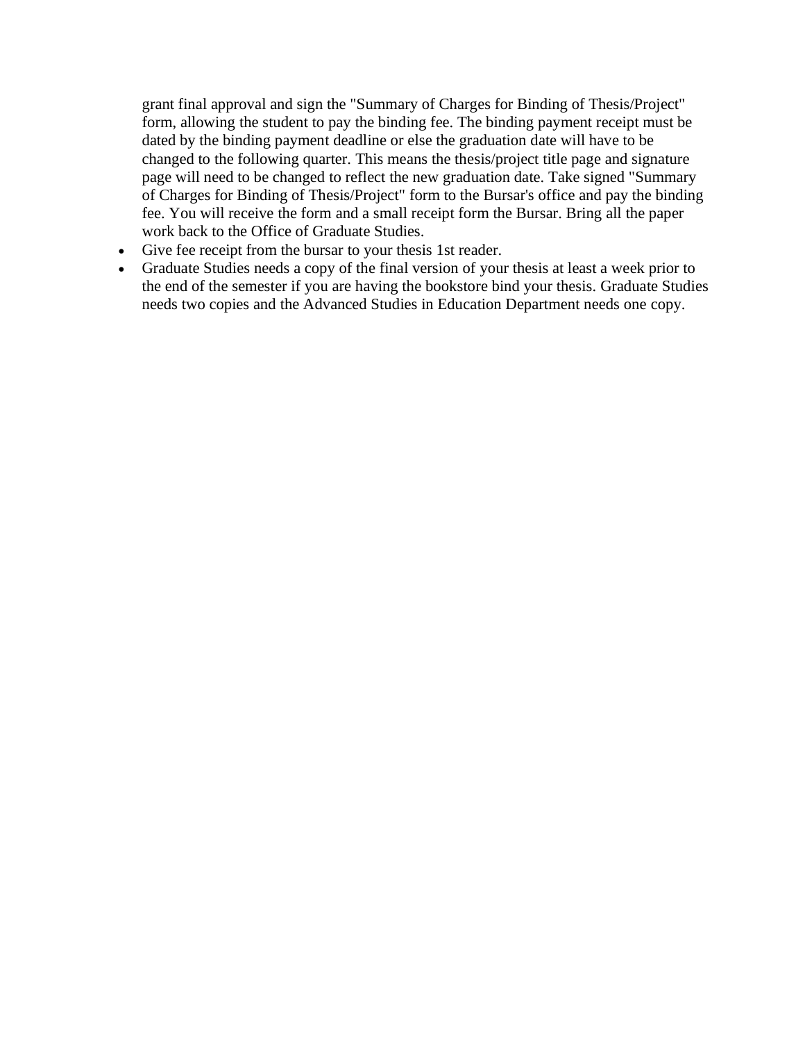grant final approval and sign the "Summary of Charges for Binding of Thesis/Project" form, allowing the student to pay the binding fee. The binding payment receipt must be dated by the binding payment deadline or else the graduation date will have to be changed to the following quarter. This means the thesis/project title page and signature page will need to be changed to reflect the new graduation date. Take signed "Summary of Charges for Binding of Thesis/Project" form to the Bursar's office and pay the binding fee. You will receive the form and a small receipt form the Bursar. Bring all the paper work back to the Office of Graduate Studies.

- Give fee receipt from the bursar to your thesis 1st reader.
- Graduate Studies needs a copy of the final version of your thesis at least a week prior to the end of the semester if you are having the bookstore bind your thesis. Graduate Studies needs two copies and the Advanced Studies in Education Department needs one copy.